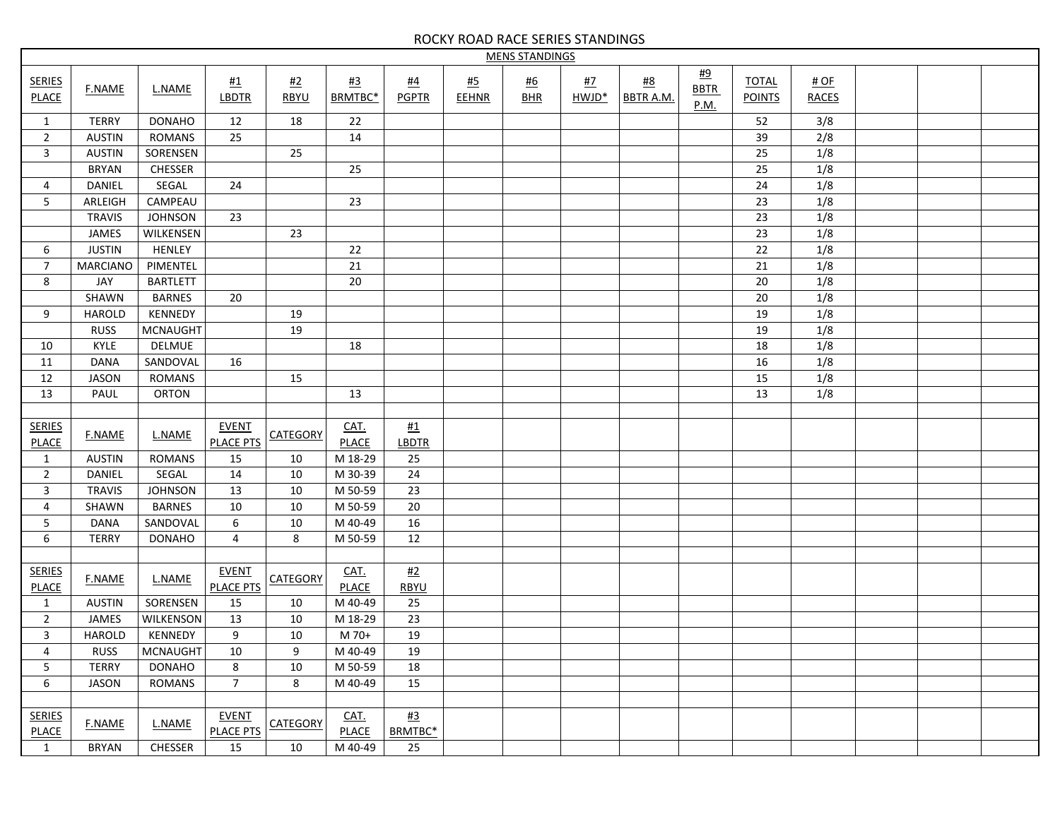# ROCKY ROAD RACE SERIES STANDINGS

## MENS STANDINGS

| SERIES PLACE | F.NAME | L.NAME | #1 LBDTR | #2 RBYU | #3 BRMTBC* | #4 PGPTR | #5 EEHNR | #6 BHR | #7 HWJD* | #8 BBTR A.M. | #9 BBTR P.M. | TOTAL POINTS | # OF RACES | | | |
|---|---|---|---|---|---|---|---|---|---|---|---|---|---|---|---|---|
| 1 | TERRY | DONAHO | 12 | 18 | 22 | | | | | | | 52 | 3/8 | | | |
| 2 | AUSTIN | ROMANS | 25 | | 14 | | | | | | | 39 | 2/8 | | | |
| 3 | AUSTIN | SORENSEN | | 25 | | | | | | | | 25 | 1/8 | | | |
| | BRYAN | CHESSER | | | 25 | | | | | | | 25 | 1/8 | | | |
| 4 | DANIEL | SEGAL | 24 | | | | | | | | | 24 | 1/8 | | | |
| 5 | ARLEIGH | CAMPEAU | | | 23 | | | | | | | 23 | 1/8 | | | |
| | TRAVIS | JOHNSON | 23 | | | | | | | | | 23 | 1/8 | | | |
| | JAMES | WILKENSEN | | 23 | | | | | | | | 23 | 1/8 | | | |
| 6 | JUSTIN | HENLEY | | | 22 | | | | | | | 22 | 1/8 | | | |
| 7 | MARCIANO | PIMENTEL | | | 21 | | | | | | | 21 | 1/8 | | | |
| 8 | JAY | BARTLETT | | | 20 | | | | | | | 20 | 1/8 | | | |
| | SHAWN | BARNES | 20 | | | | | | | | | 20 | 1/8 | | | |
| 9 | HAROLD | KENNEDY | | 19 | | | | | | | | 19 | 1/8 | | | |
| | RUSS | MCNAUGHT | | 19 | | | | | | | | 19 | 1/8 | | | |
| 10 | KYLE | DELMUE | | | 18 | | | | | | | 18 | 1/8 | | | |
| 11 | DANA | SANDOVAL | 16 | | | | | | | | | 16 | 1/8 | | | |
| 12 | JASON | ROMANS | | 15 | | | | | | | | 15 | 1/8 | | | |
| 13 | PAUL | ORTON | | | 13 | | | | | | | 13 | 1/8 | | | |

| SERIES PLACE | F.NAME | L.NAME | EVENT PLACE PTS | CATEGORY | CAT. PLACE | #1 LBDTR |
|---|---|---|---|---|---|---|
| 1 | AUSTIN | ROMANS | 15 | 10 | M 18-29 | 25 |
| 2 | DANIEL | SEGAL | 14 | 10 | M 30-39 | 24 |
| 3 | TRAVIS | JOHNSON | 13 | 10 | M 50-59 | 23 |
| 4 | SHAWN | BARNES | 10 | 10 | M 50-59 | 20 |
| 5 | DANA | SANDOVAL | 6 | 10 | M 40-49 | 16 |
| 6 | TERRY | DONAHO | 4 | 8 | M 50-59 | 12 |

| SERIES PLACE | F.NAME | L.NAME | EVENT PLACE PTS | CATEGORY | CAT. PLACE | #2 RBYU |
|---|---|---|---|---|---|---|
| 1 | AUSTIN | SORENSEN | 15 | 10 | M 40-49 | 25 |
| 2 | JAMES | WILKENSON | 13 | 10 | M 18-29 | 23 |
| 3 | HAROLD | KENNEDY | 9 | 10 | M 70+ | 19 |
| 4 | RUSS | MCNAUGHT | 10 | 9 | M 40-49 | 19 |
| 5 | TERRY | DONAHO | 8 | 10 | M 50-59 | 18 |
| 6 | JASON | ROMANS | 7 | 8 | M 40-49 | 15 |

| SERIES PLACE | F.NAME | L.NAME | EVENT PLACE PTS | CATEGORY | CAT. PLACE | #3 BRMTBC* |
|---|---|---|---|---|---|---|
| 1 | BRYAN | CHESSER | 15 | 10 | M 40-49 | 25 |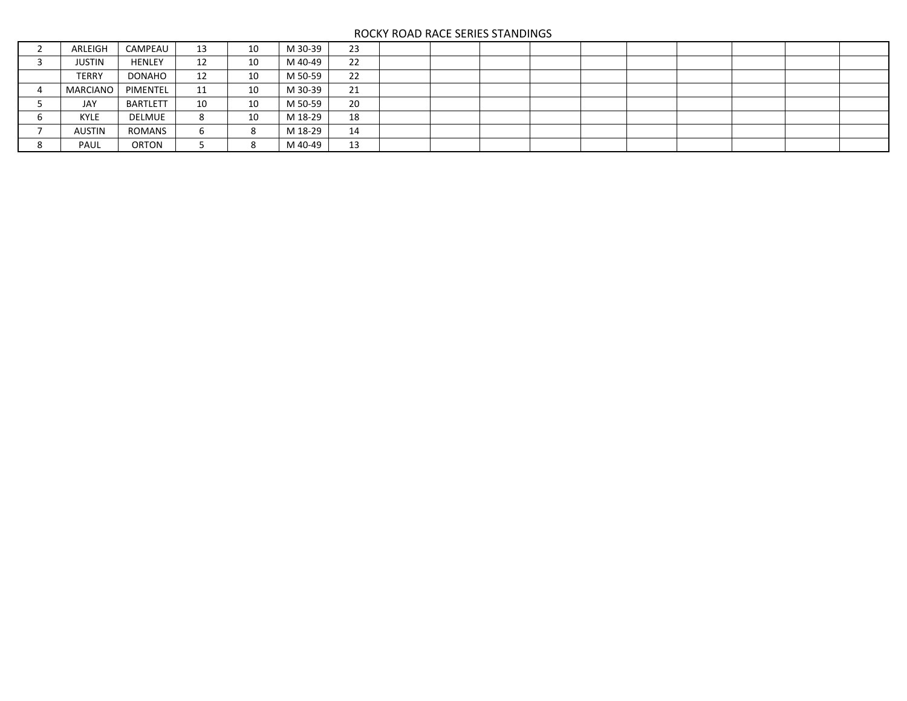ROCKY ROAD RACE SERIES STANDINGS

| | | | | | | | | | | | | | | | | |
|---|---|---|---|---|---|---|---|---|---|---|---|---|---|---|---|---|
| 2 | ARLEIGH | CAMPEAU | 13 | 10 | M 30-39 | 23 | | | | | | | | | | |
| 3 | JUSTIN | HENLEY | 12 | 10 | M 40-49 | 22 | | | | | | | | | | |
| | TERRY | DONAHO | 12 | 10 | M 50-59 | 22 | | | | | | | | | | |
| 4 | MARCIANO | PIMENTEL | 11 | 10 | M 30-39 | 21 | | | | | | | | | | |
| 5 | JAY | BARTLETT | 10 | 10 | M 50-59 | 20 | | | | | | | | | | |
| 6 | KYLE | DELMUE | 8 | 10 | M 18-29 | 18 | | | | | | | | | | |
| 7 | AUSTIN | ROMANS | 6 | 8 | M 18-29 | 14 | | | | | | | | | | |
| 8 | PAUL | ORTON | 5 | 8 | M 40-49 | 13 | | | | | | | | | | |